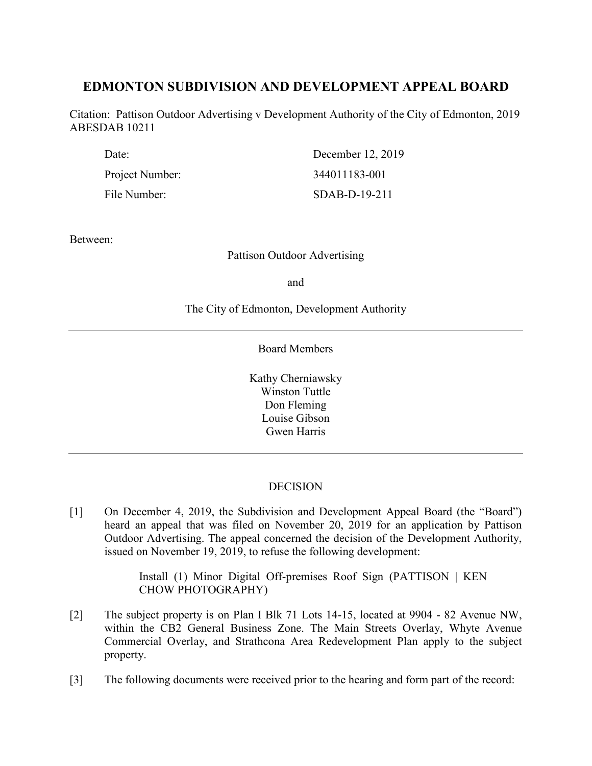# EDMONTON SUBDIVISION AND DEVELOPMENT APPEAL BOARD

Citation: Pattison Outdoor Advertising v Development Authority of the City of Edmonton, 2019 ABESDAB 10211

| | |
|---|---|
| Date: | December 12, 2019 |
| Project Number: | 344011183-001 |
| File Number: | SDAB-D-19-211 |

Between:

Pattison Outdoor Advertising

and

The City of Edmonton, Development Authority

---

Board Members

Kathy Cherniawsky
Winston Tuttle
Don Fleming
Louise Gibson
Gwen Harris

---

DECISION

[1] On December 4, 2019, the Subdivision and Development Appeal Board (the "Board") heard an appeal that was filed on November 20, 2019 for an application by Pattison Outdoor Advertising. The appeal concerned the decision of the Development Authority, issued on November 19, 2019, to refuse the following development:

> Install (1) Minor Digital Off-premises Roof Sign (PATTISON | KEN CHOW PHOTOGRAPHY)

[2] The subject property is on Plan I Blk 71 Lots 14-15, located at 9904 - 82 Avenue NW, within the CB2 General Business Zone. The Main Streets Overlay, Whyte Avenue Commercial Overlay, and Strathcona Area Redevelopment Plan apply to the subject property.

[3] The following documents were received prior to the hearing and form part of the record: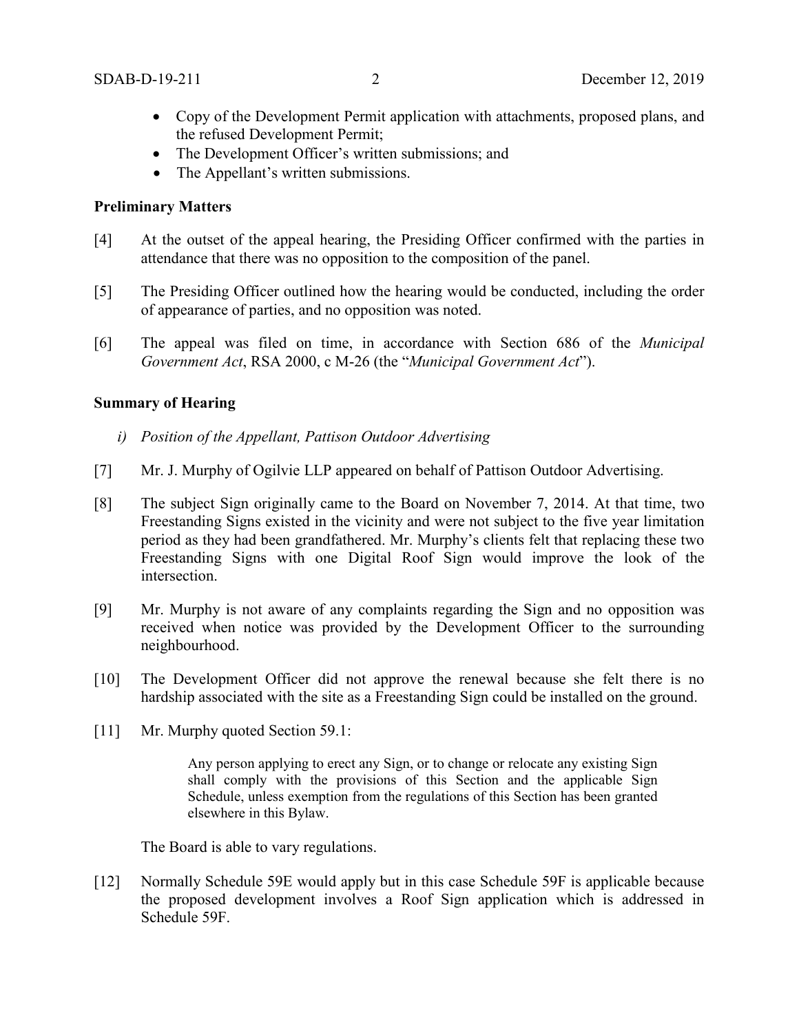- Copy of the Development Permit application with attachments, proposed plans, and the refused Development Permit;
- The Development Officer's written submissions; and
- The Appellant's written submissions.

**Preliminary Matters**

[4] At the outset of the appeal hearing, the Presiding Officer confirmed with the parties in attendance that there was no opposition to the composition of the panel.

[5] The Presiding Officer outlined how the hearing would be conducted, including the order of appearance of parties, and no opposition was noted.

[6] The appeal was filed on time, in accordance with Section 686 of the *Municipal Government Act*, RSA 2000, c M-26 (the "*Municipal Government Act*").

**Summary of Hearing**

*i) Position of the Appellant, Pattison Outdoor Advertising*

[7] Mr. J. Murphy of Ogilvie LLP appeared on behalf of Pattison Outdoor Advertising.

[8] The subject Sign originally came to the Board on November 7, 2014. At that time, two Freestanding Signs existed in the vicinity and were not subject to the five year limitation period as they had been grandfathered. Mr. Murphy's clients felt that replacing these two Freestanding Signs with one Digital Roof Sign would improve the look of the intersection.

[9] Mr. Murphy is not aware of any complaints regarding the Sign and no opposition was received when notice was provided by the Development Officer to the surrounding neighbourhood.

[10] The Development Officer did not approve the renewal because she felt there is no hardship associated with the site as a Freestanding Sign could be installed on the ground.

[11] Mr. Murphy quoted Section 59.1:

> Any person applying to erect any Sign, or to change or relocate any existing Sign shall comply with the provisions of this Section and the applicable Sign Schedule, unless exemption from the regulations of this Section has been granted elsewhere in this Bylaw.

The Board is able to vary regulations.

[12] Normally Schedule 59E would apply but in this case Schedule 59F is applicable because the proposed development involves a Roof Sign application which is addressed in Schedule 59F.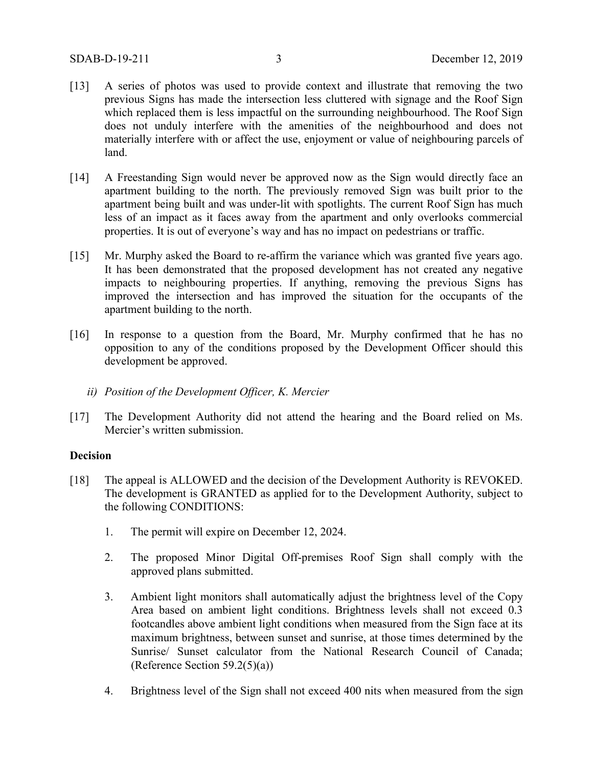[13] A series of photos was used to provide context and illustrate that removing the two previous Signs has made the intersection less cluttered with signage and the Roof Sign which replaced them is less impactful on the surrounding neighbourhood. The Roof Sign does not unduly interfere with the amenities of the neighbourhood and does not materially interfere with or affect the use, enjoyment or value of neighbouring parcels of land.

[14] A Freestanding Sign would never be approved now as the Sign would directly face an apartment building to the north. The previously removed Sign was built prior to the apartment being built and was under-lit with spotlights. The current Roof Sign has much less of an impact as it faces away from the apartment and only overlooks commercial properties. It is out of everyone's way and has no impact on pedestrians or traffic.

[15] Mr. Murphy asked the Board to re-affirm the variance which was granted five years ago. It has been demonstrated that the proposed development has not created any negative impacts to neighbouring properties. If anything, removing the previous Signs has improved the intersection and has improved the situation for the occupants of the apartment building to the north.

[16] In response to a question from the Board, Mr. Murphy confirmed that he has no opposition to any of the conditions proposed by the Development Officer should this development be approved.

*ii) Position of the Development Officer, K. Mercier*

[17] The Development Authority did not attend the hearing and the Board relied on Ms. Mercier's written submission.

**Decision**

[18] The appeal is ALLOWED and the decision of the Development Authority is REVOKED. The development is GRANTED as applied for to the Development Authority, subject to the following CONDITIONS:

1. The permit will expire on December 12, 2024.

2. The proposed Minor Digital Off-premises Roof Sign shall comply with the approved plans submitted.

3. Ambient light monitors shall automatically adjust the brightness level of the Copy Area based on ambient light conditions. Brightness levels shall not exceed 0.3 footcandles above ambient light conditions when measured from the Sign face at its maximum brightness, between sunset and sunrise, at those times determined by the Sunrise/ Sunset calculator from the National Research Council of Canada; (Reference Section 59.2(5)(a))

4. Brightness level of the Sign shall not exceed 400 nits when measured from the sign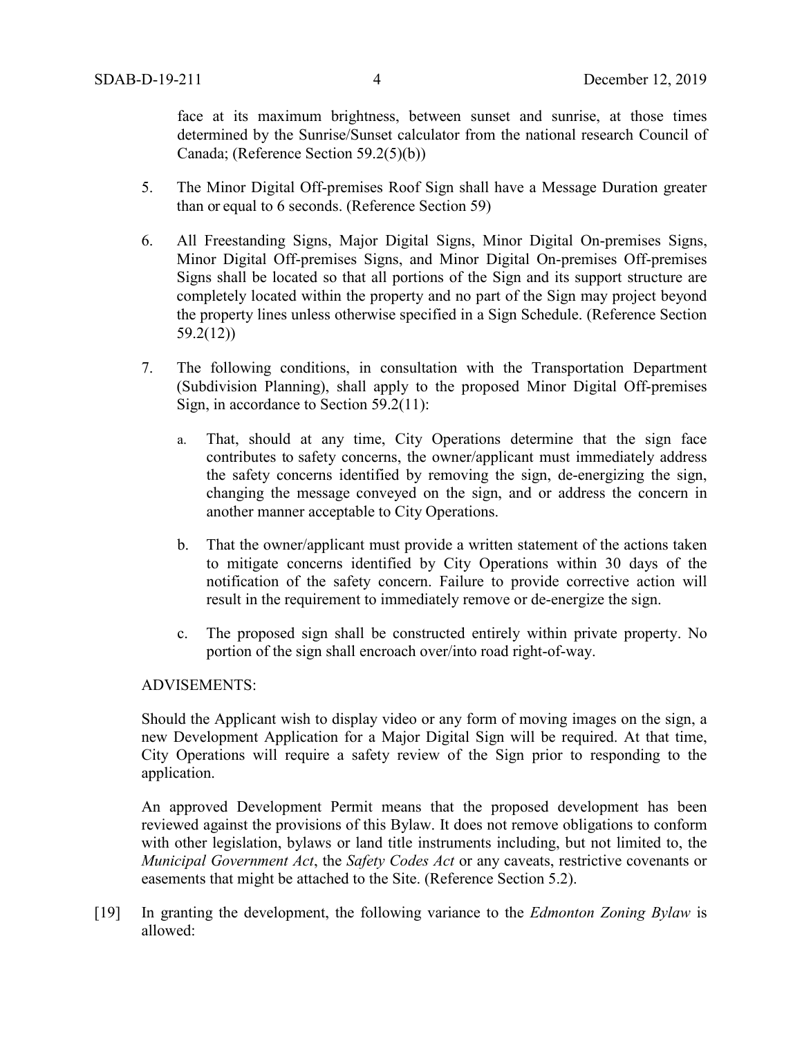face at its maximum brightness, between sunset and sunrise, at those times determined by the Sunrise/Sunset calculator from the national research Council of Canada; (Reference Section 59.2(5)(b))

5. The Minor Digital Off-premises Roof Sign shall have a Message Duration greater than or equal to 6 seconds. (Reference Section 59)

6. All Freestanding Signs, Major Digital Signs, Minor Digital On-premises Signs, Minor Digital Off-premises Signs, and Minor Digital On-premises Off-premises Signs shall be located so that all portions of the Sign and its support structure are completely located within the property and no part of the Sign may project beyond the property lines unless otherwise specified in a Sign Schedule. (Reference Section 59.2(12))

7. The following conditions, in consultation with the Transportation Department (Subdivision Planning), shall apply to the proposed Minor Digital Off-premises Sign, in accordance to Section 59.2(11):

   a. That, should at any time, City Operations determine that the sign face contributes to safety concerns, the owner/applicant must immediately address the safety concerns identified by removing the sign, de-energizing the sign, changing the message conveyed on the sign, and or address the concern in another manner acceptable to City Operations.

   b. That the owner/applicant must provide a written statement of the actions taken to mitigate concerns identified by City Operations within 30 days of the notification of the safety concern. Failure to provide corrective action will result in the requirement to immediately remove or de-energize the sign.

   c. The proposed sign shall be constructed entirely within private property. No portion of the sign shall encroach over/into road right-of-way.

ADVISEMENTS:

Should the Applicant wish to display video or any form of moving images on the sign, a new Development Application for a Major Digital Sign will be required. At that time, City Operations will require a safety review of the Sign prior to responding to the application.

An approved Development Permit means that the proposed development has been reviewed against the provisions of this Bylaw. It does not remove obligations to conform with other legislation, bylaws or land title instruments including, but not limited to, the *Municipal Government Act*, the *Safety Codes Act* or any caveats, restrictive covenants or easements that might be attached to the Site. (Reference Section 5.2).

[19] In granting the development, the following variance to the *Edmonton Zoning Bylaw* is allowed: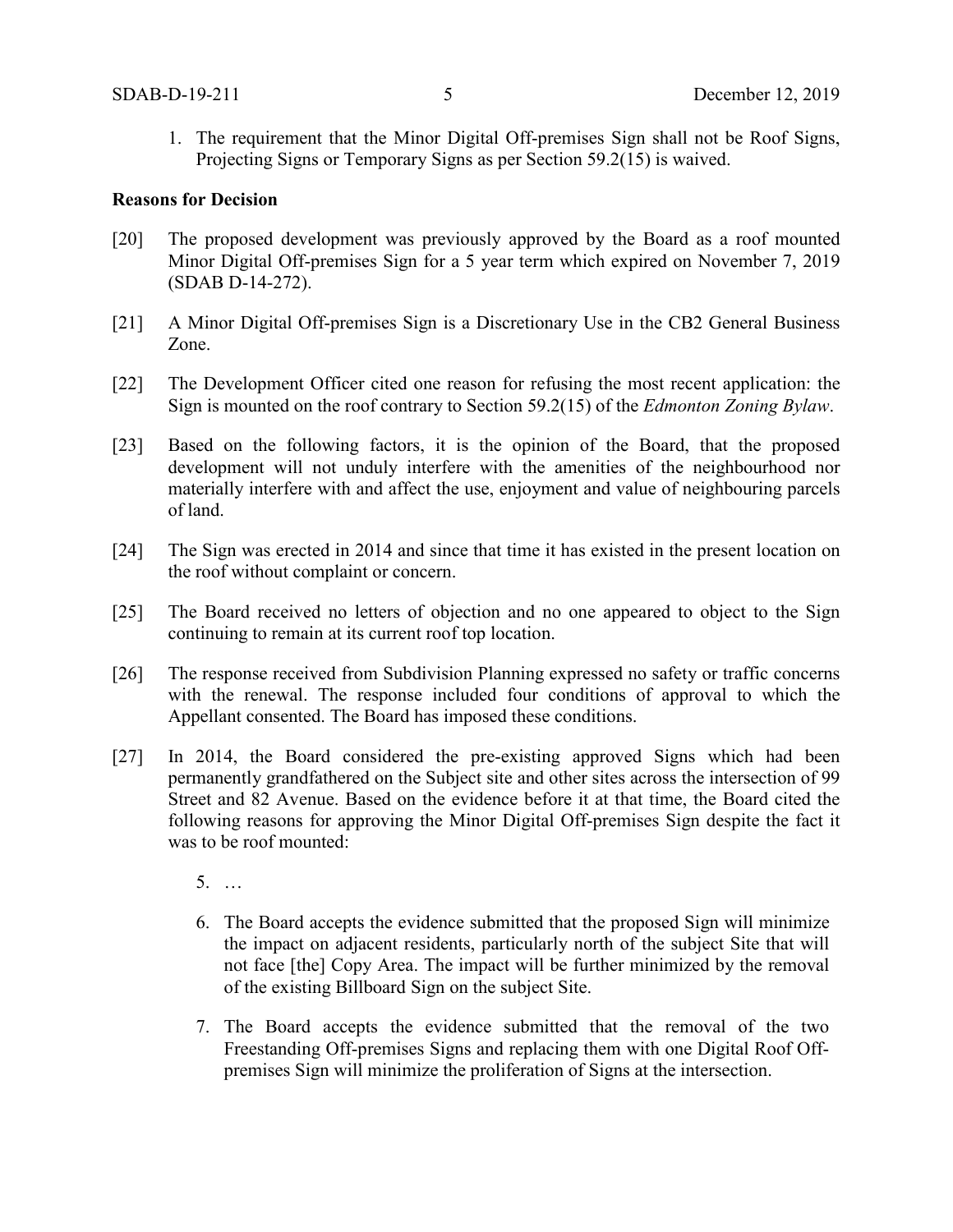1. The requirement that the Minor Digital Off-premises Sign shall not be Roof Signs, Projecting Signs or Temporary Signs as per Section 59.2(15) is waived.

**Reasons for Decision**

[20] The proposed development was previously approved by the Board as a roof mounted Minor Digital Off-premises Sign for a 5 year term which expired on November 7, 2019 (SDAB D-14-272).

[21] A Minor Digital Off-premises Sign is a Discretionary Use in the CB2 General Business Zone.

[22] The Development Officer cited one reason for refusing the most recent application: the Sign is mounted on the roof contrary to Section 59.2(15) of the *Edmonton Zoning Bylaw*.

[23] Based on the following factors, it is the opinion of the Board, that the proposed development will not unduly interfere with the amenities of the neighbourhood nor materially interfere with and affect the use, enjoyment and value of neighbouring parcels of land.

[24] The Sign was erected in 2014 and since that time it has existed in the present location on the roof without complaint or concern.

[25] The Board received no letters of objection and no one appeared to object to the Sign continuing to remain at its current roof top location.

[26] The response received from Subdivision Planning expressed no safety or traffic concerns with the renewal. The response included four conditions of approval to which the Appellant consented. The Board has imposed these conditions.

[27] In 2014, the Board considered the pre-existing approved Signs which had been permanently grandfathered on the Subject site and other sites across the intersection of 99 Street and 82 Avenue. Based on the evidence before it at that time, the Board cited the following reasons for approving the Minor Digital Off-premises Sign despite the fact it was to be roof mounted:

5. …

6. The Board accepts the evidence submitted that the proposed Sign will minimize the impact on adjacent residents, particularly north of the subject Site that will not face [the] Copy Area. The impact will be further minimized by the removal of the existing Billboard Sign on the subject Site.

7. The Board accepts the evidence submitted that the removal of the two Freestanding Off-premises Signs and replacing them with one Digital Roof Off-premises Sign will minimize the proliferation of Signs at the intersection.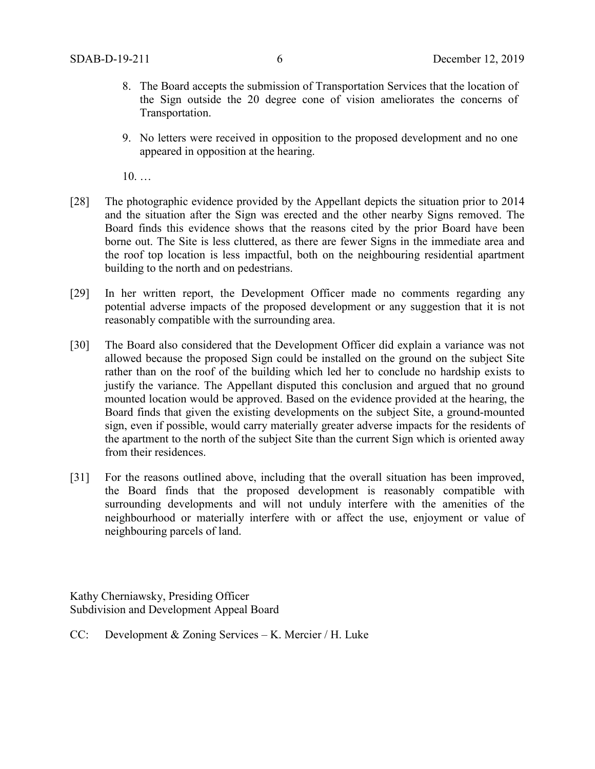8. The Board accepts the submission of Transportation Services that the location of the Sign outside the 20 degree cone of vision ameliorates the concerns of Transportation.

9. No letters were received in opposition to the proposed development and no one appeared in opposition at the hearing.

10. …

[28] The photographic evidence provided by the Appellant depicts the situation prior to 2014 and the situation after the Sign was erected and the other nearby Signs removed. The Board finds this evidence shows that the reasons cited by the prior Board have been borne out. The Site is less cluttered, as there are fewer Signs in the immediate area and the roof top location is less impactful, both on the neighbouring residential apartment building to the north and on pedestrians.

[29] In her written report, the Development Officer made no comments regarding any potential adverse impacts of the proposed development or any suggestion that it is not reasonably compatible with the surrounding area.

[30] The Board also considered that the Development Officer did explain a variance was not allowed because the proposed Sign could be installed on the ground on the subject Site rather than on the roof of the building which led her to conclude no hardship exists to justify the variance. The Appellant disputed this conclusion and argued that no ground mounted location would be approved. Based on the evidence provided at the hearing, the Board finds that given the existing developments on the subject Site, a ground-mounted sign, even if possible, would carry materially greater adverse impacts for the residents of the apartment to the north of the subject Site than the current Sign which is oriented away from their residences.

[31] For the reasons outlined above, including that the overall situation has been improved, the Board finds that the proposed development is reasonably compatible with surrounding developments and will not unduly interfere with the amenities of the neighbourhood or materially interfere with or affect the use, enjoyment or value of neighbouring parcels of land.

Kathy Cherniawsky, Presiding Officer
Subdivision and Development Appeal Board

CC: Development & Zoning Services – K. Mercier / H. Luke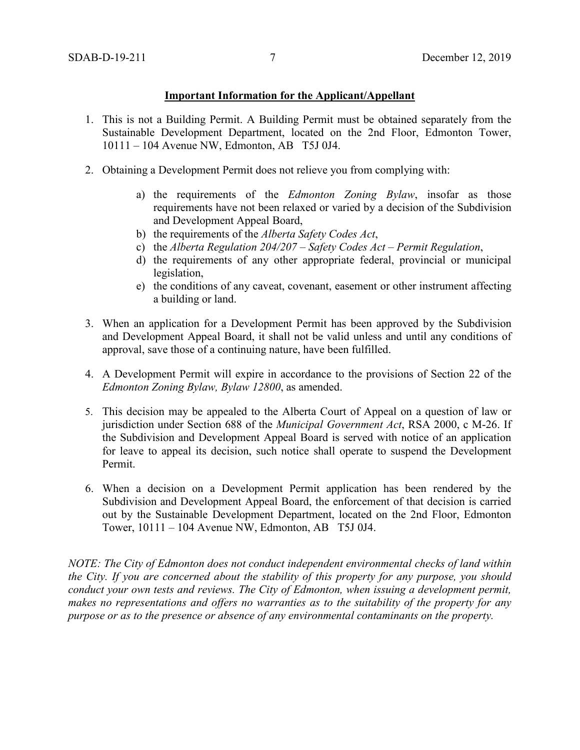**Important Information for the Applicant/Appellant**

1. This is not a Building Permit. A Building Permit must be obtained separately from the Sustainable Development Department, located on the 2nd Floor, Edmonton Tower, 10111 – 104 Avenue NW, Edmonton, AB T5J 0J4.

2. Obtaining a Development Permit does not relieve you from complying with:

    a) the requirements of the *Edmonton Zoning Bylaw*, insofar as those requirements have not been relaxed or varied by a decision of the Subdivision and Development Appeal Board,
    b) the requirements of the *Alberta Safety Codes Act*,
    c) the *Alberta Regulation 204/207 – Safety Codes Act – Permit Regulation*,
    d) the requirements of any other appropriate federal, provincial or municipal legislation,
    e) the conditions of any caveat, covenant, easement or other instrument affecting a building or land.

3. When an application for a Development Permit has been approved by the Subdivision and Development Appeal Board, it shall not be valid unless and until any conditions of approval, save those of a continuing nature, have been fulfilled.

4. A Development Permit will expire in accordance to the provisions of Section 22 of the *Edmonton Zoning Bylaw, Bylaw 12800*, as amended.

5. This decision may be appealed to the Alberta Court of Appeal on a question of law or jurisdiction under Section 688 of the *Municipal Government Act*, RSA 2000, c M-26. If the Subdivision and Development Appeal Board is served with notice of an application for leave to appeal its decision, such notice shall operate to suspend the Development Permit.

6. When a decision on a Development Permit application has been rendered by the Subdivision and Development Appeal Board, the enforcement of that decision is carried out by the Sustainable Development Department, located on the 2nd Floor, Edmonton Tower, 10111 – 104 Avenue NW, Edmonton, AB T5J 0J4.

*NOTE: The City of Edmonton does not conduct independent environmental checks of land within the City. If you are concerned about the stability of this property for any purpose, you should conduct your own tests and reviews. The City of Edmonton, when issuing a development permit, makes no representations and offers no warranties as to the suitability of the property for any purpose or as to the presence or absence of any environmental contaminants on the property.*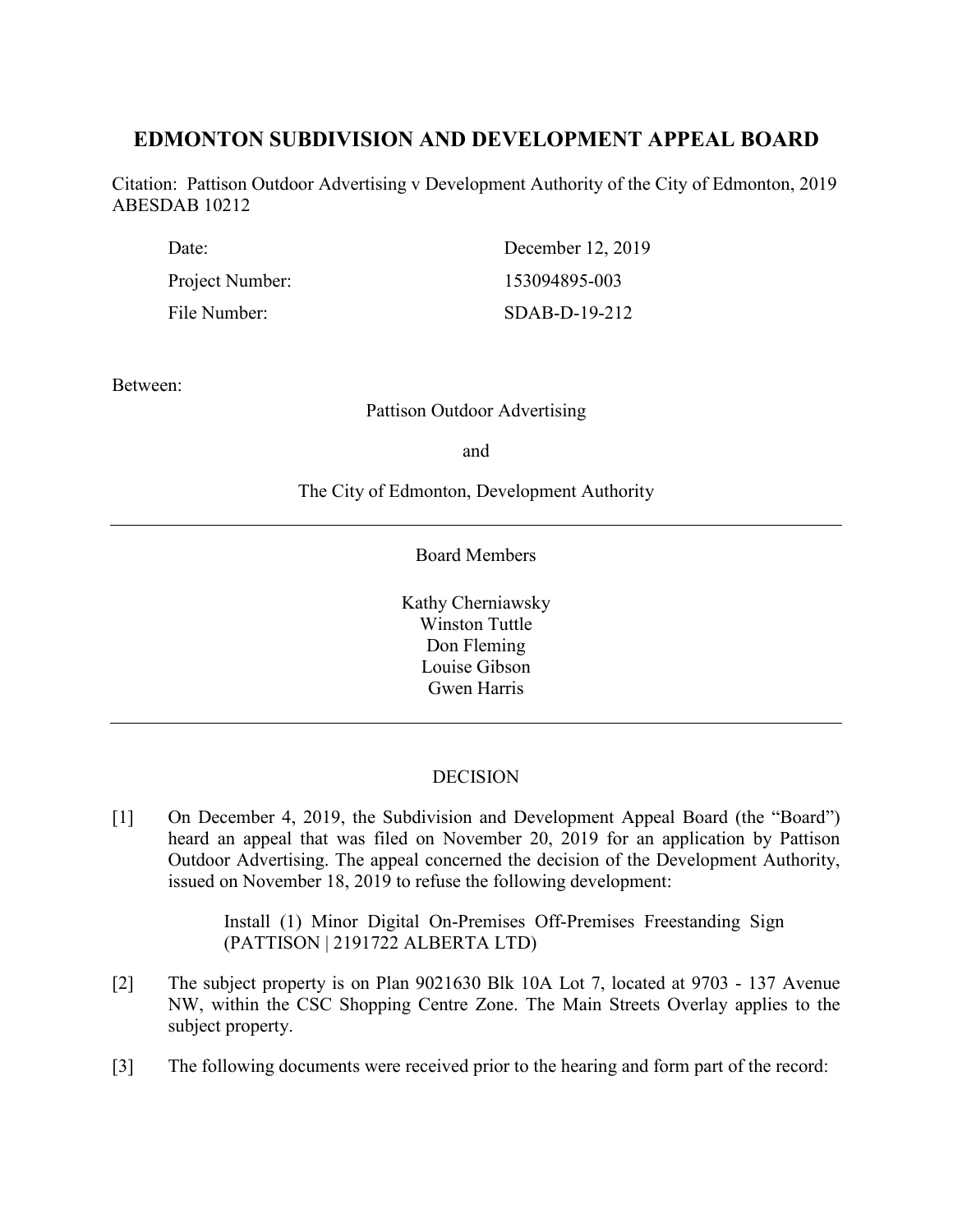# EDMONTON SUBDIVISION AND DEVELOPMENT APPEAL BOARD

Citation: Pattison Outdoor Advertising v Development Authority of the City of Edmonton, 2019 ABESDAB 10212

| | |
|---|---|
| Date: | December 12, 2019 |
| Project Number: | 153094895-003 |
| File Number: | SDAB-D-19-212 |

Between:

Pattison Outdoor Advertising

and

The City of Edmonton, Development Authority

---

Board Members

Kathy Cherniawsky
Winston Tuttle
Don Fleming
Louise Gibson
Gwen Harris

---

DECISION

[1] On December 4, 2019, the Subdivision and Development Appeal Board (the "Board") heard an appeal that was filed on November 20, 2019 for an application by Pattison Outdoor Advertising. The appeal concerned the decision of the Development Authority, issued on November 18, 2019 to refuse the following development:

> Install (1) Minor Digital On-Premises Off-Premises Freestanding Sign (PATTISON | 2191722 ALBERTA LTD)

[2] The subject property is on Plan 9021630 Blk 10A Lot 7, located at 9703 - 137 Avenue NW, within the CSC Shopping Centre Zone. The Main Streets Overlay applies to the subject property.

[3] The following documents were received prior to the hearing and form part of the record: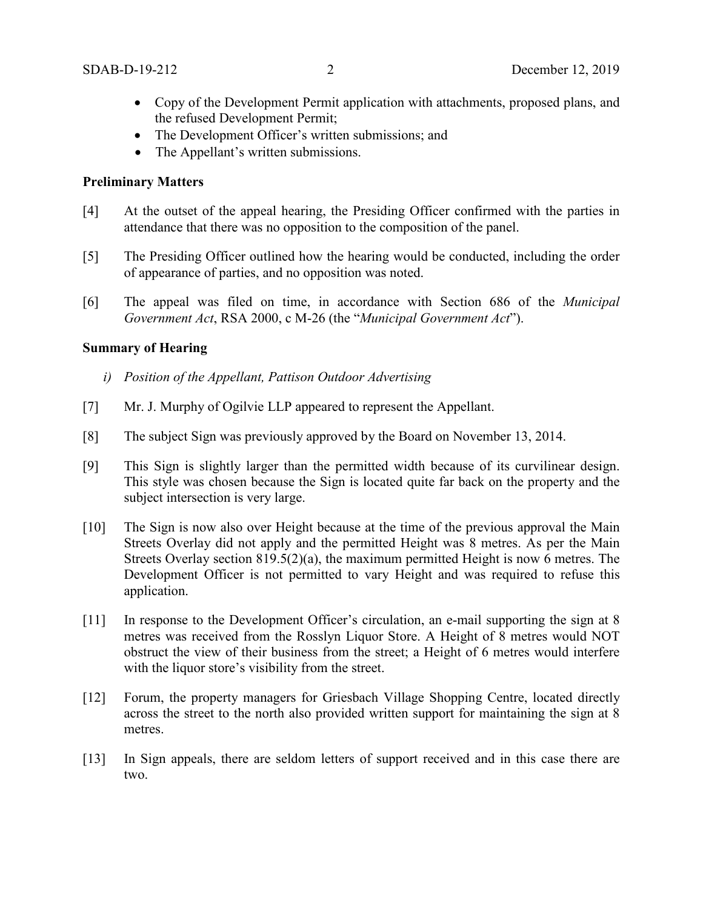- Copy of the Development Permit application with attachments, proposed plans, and the refused Development Permit;
- The Development Officer's written submissions; and
- The Appellant's written submissions.

**Preliminary Matters**

[4] At the outset of the appeal hearing, the Presiding Officer confirmed with the parties in attendance that there was no opposition to the composition of the panel.

[5] The Presiding Officer outlined how the hearing would be conducted, including the order of appearance of parties, and no opposition was noted.

[6] The appeal was filed on time, in accordance with Section 686 of the *Municipal Government Act*, RSA 2000, c M-26 (the "*Municipal Government Act*").

**Summary of Hearing**

*i) Position of the Appellant, Pattison Outdoor Advertising*

[7] Mr. J. Murphy of Ogilvie LLP appeared to represent the Appellant.

[8] The subject Sign was previously approved by the Board on November 13, 2014.

[9] This Sign is slightly larger than the permitted width because of its curvilinear design. This style was chosen because the Sign is located quite far back on the property and the subject intersection is very large.

[10] The Sign is now also over Height because at the time of the previous approval the Main Streets Overlay did not apply and the permitted Height was 8 metres. As per the Main Streets Overlay section 819.5(2)(a), the maximum permitted Height is now 6 metres. The Development Officer is not permitted to vary Height and was required to refuse this application.

[11] In response to the Development Officer's circulation, an e-mail supporting the sign at 8 metres was received from the Rosslyn Liquor Store. A Height of 8 metres would NOT obstruct the view of their business from the street; a Height of 6 metres would interfere with the liquor store's visibility from the street.

[12] Forum, the property managers for Griesbach Village Shopping Centre, located directly across the street to the north also provided written support for maintaining the sign at 8 metres.

[13] In Sign appeals, there are seldom letters of support received and in this case there are two.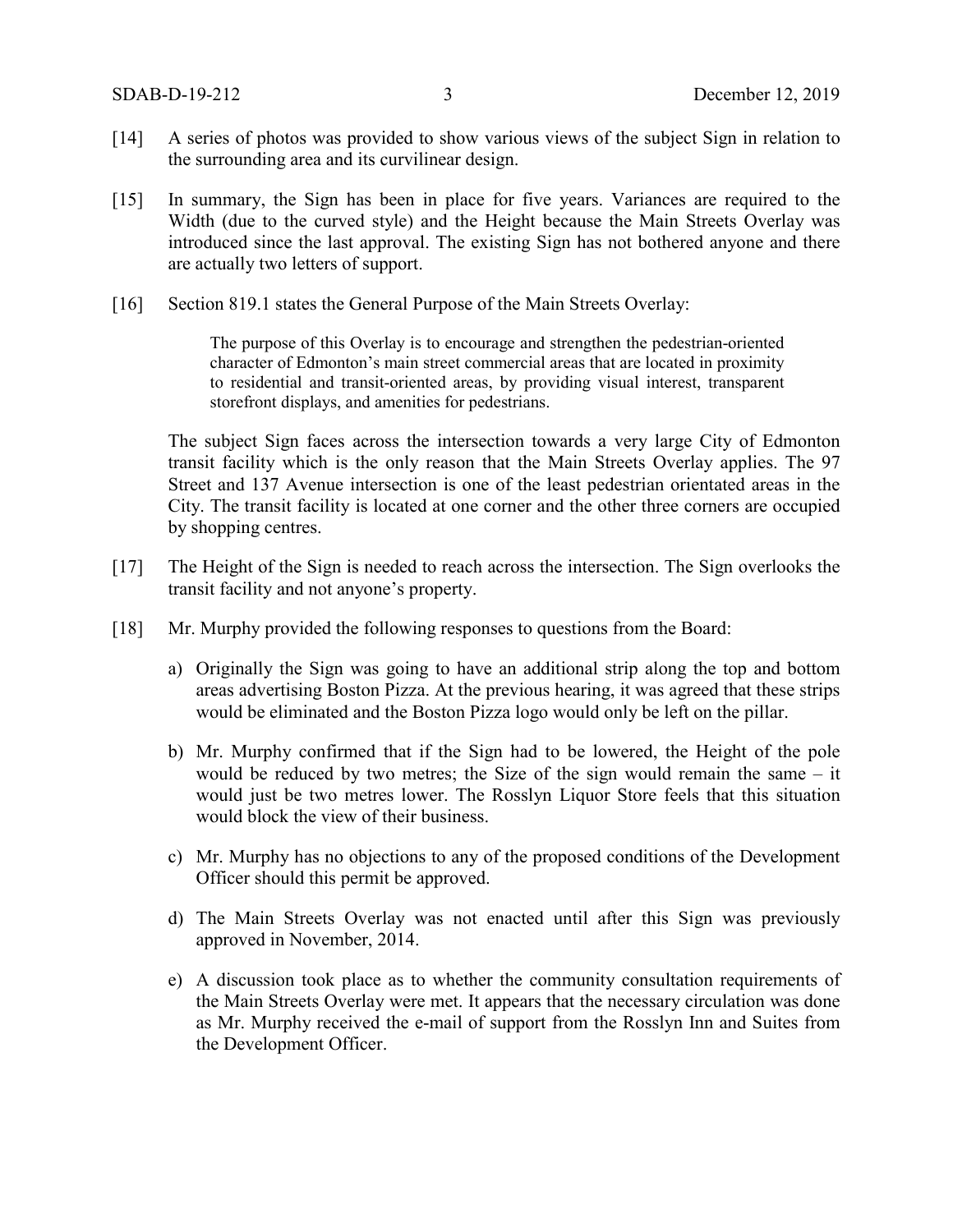[14] A series of photos was provided to show various views of the subject Sign in relation to the surrounding area and its curvilinear design.

[15] In summary, the Sign has been in place for five years. Variances are required to the Width (due to the curved style) and the Height because the Main Streets Overlay was introduced since the last approval. The existing Sign has not bothered anyone and there are actually two letters of support.

[16] Section 819.1 states the General Purpose of the Main Streets Overlay:

> The purpose of this Overlay is to encourage and strengthen the pedestrian-oriented character of Edmonton's main street commercial areas that are located in proximity to residential and transit-oriented areas, by providing visual interest, transparent storefront displays, and amenities for pedestrians.

The subject Sign faces across the intersection towards a very large City of Edmonton transit facility which is the only reason that the Main Streets Overlay applies. The 97 Street and 137 Avenue intersection is one of the least pedestrian orientated areas in the City. The transit facility is located at one corner and the other three corners are occupied by shopping centres.

[17] The Height of the Sign is needed to reach across the intersection. The Sign overlooks the transit facility and not anyone's property.

[18] Mr. Murphy provided the following responses to questions from the Board:

a) Originally the Sign was going to have an additional strip along the top and bottom areas advertising Boston Pizza. At the previous hearing, it was agreed that these strips would be eliminated and the Boston Pizza logo would only be left on the pillar.

b) Mr. Murphy confirmed that if the Sign had to be lowered, the Height of the pole would be reduced by two metres; the Size of the sign would remain the same – it would just be two metres lower. The Rosslyn Liquor Store feels that this situation would block the view of their business.

c) Mr. Murphy has no objections to any of the proposed conditions of the Development Officer should this permit be approved.

d) The Main Streets Overlay was not enacted until after this Sign was previously approved in November, 2014.

e) A discussion took place as to whether the community consultation requirements of the Main Streets Overlay were met. It appears that the necessary circulation was done as Mr. Murphy received the e-mail of support from the Rosslyn Inn and Suites from the Development Officer.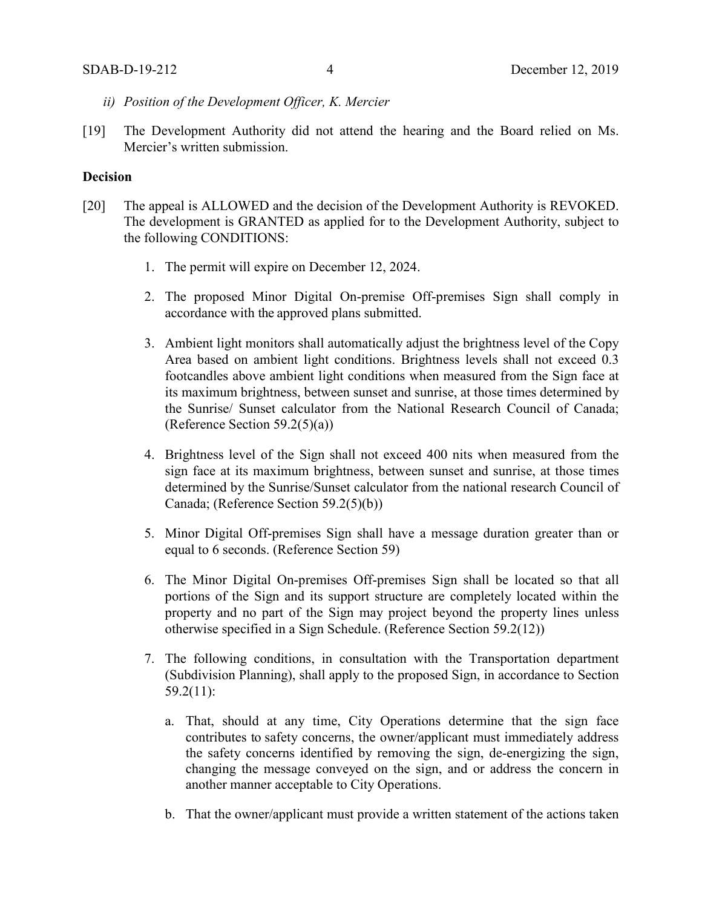*ii) Position of the Development Officer, K. Mercier*

[19] The Development Authority did not attend the hearing and the Board relied on Ms. Mercier's written submission.

**Decision**

[20] The appeal is ALLOWED and the decision of the Development Authority is REVOKED. The development is GRANTED as applied for to the Development Authority, subject to the following CONDITIONS:

1. The permit will expire on December 12, 2024.

2. The proposed Minor Digital On-premise Off-premises Sign shall comply in accordance with the approved plans submitted.

3. Ambient light monitors shall automatically adjust the brightness level of the Copy Area based on ambient light conditions. Brightness levels shall not exceed 0.3 footcandles above ambient light conditions when measured from the Sign face at its maximum brightness, between sunset and sunrise, at those times determined by the Sunrise/ Sunset calculator from the National Research Council of Canada; (Reference Section 59.2(5)(a))

4. Brightness level of the Sign shall not exceed 400 nits when measured from the sign face at its maximum brightness, between sunset and sunrise, at those times determined by the Sunrise/Sunset calculator from the national research Council of Canada; (Reference Section 59.2(5)(b))

5. Minor Digital Off-premises Sign shall have a message duration greater than or equal to 6 seconds. (Reference Section 59)

6. The Minor Digital On-premises Off-premises Sign shall be located so that all portions of the Sign and its support structure are completely located within the property and no part of the Sign may project beyond the property lines unless otherwise specified in a Sign Schedule. (Reference Section 59.2(12))

7. The following conditions, in consultation with the Transportation department (Subdivision Planning), shall apply to the proposed Sign, in accordance to Section 59.2(11):

   a. That, should at any time, City Operations determine that the sign face contributes to safety concerns, the owner/applicant must immediately address the safety concerns identified by removing the sign, de-energizing the sign, changing the message conveyed on the sign, and or address the concern in another manner acceptable to City Operations.

   b. That the owner/applicant must provide a written statement of the actions taken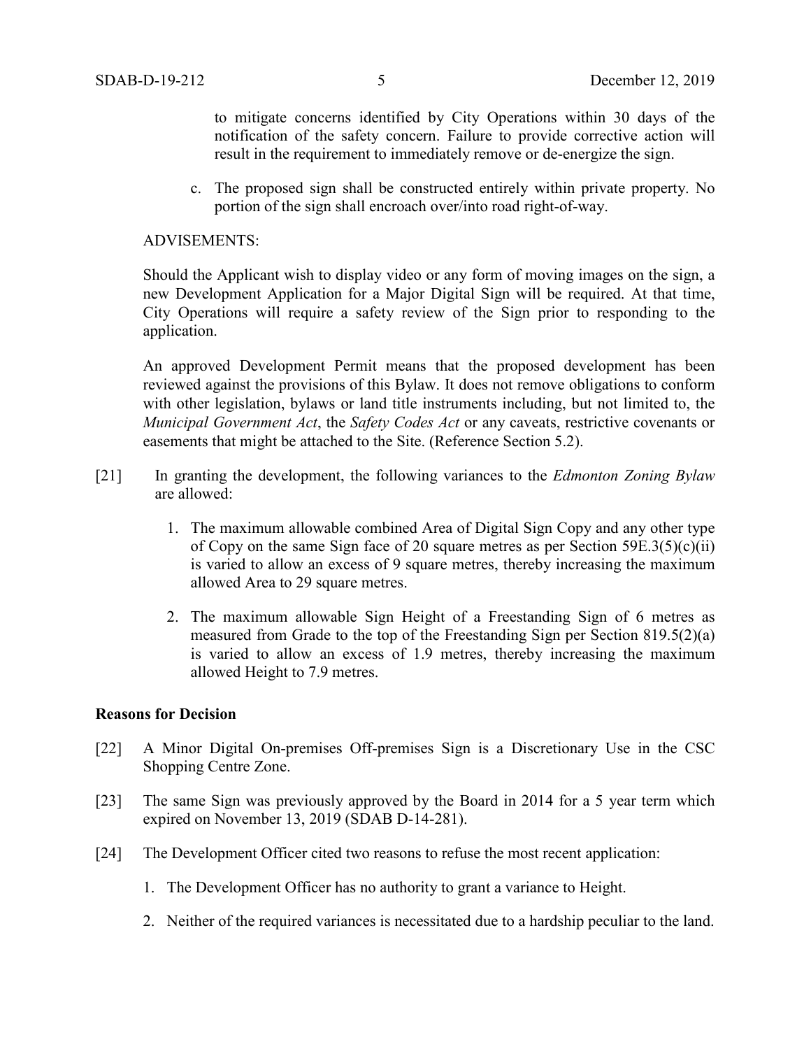to mitigate concerns identified by City Operations within 30 days of the notification of the safety concern. Failure to provide corrective action will result in the requirement to immediately remove or de-energize the sign.

c. The proposed sign shall be constructed entirely within private property. No portion of the sign shall encroach over/into road right-of-way.

ADVISEMENTS:

Should the Applicant wish to display video or any form of moving images on the sign, a new Development Application for a Major Digital Sign will be required. At that time, City Operations will require a safety review of the Sign prior to responding to the application.

An approved Development Permit means that the proposed development has been reviewed against the provisions of this Bylaw. It does not remove obligations to conform with other legislation, bylaws or land title instruments including, but not limited to, the *Municipal Government Act*, the *Safety Codes Act* or any caveats, restrictive covenants or easements that might be attached to the Site. (Reference Section 5.2).

[21] In granting the development, the following variances to the *Edmonton Zoning Bylaw* are allowed:

1. The maximum allowable combined Area of Digital Sign Copy and any other type of Copy on the same Sign face of 20 square metres as per Section 59E.3(5)(c)(ii) is varied to allow an excess of 9 square metres, thereby increasing the maximum allowed Area to 29 square metres.

2. The maximum allowable Sign Height of a Freestanding Sign of 6 metres as measured from Grade to the top of the Freestanding Sign per Section 819.5(2)(a) is varied to allow an excess of 1.9 metres, thereby increasing the maximum allowed Height to 7.9 metres.

**Reasons for Decision**

[22] A Minor Digital On-premises Off-premises Sign is a Discretionary Use in the CSC Shopping Centre Zone.

[23] The same Sign was previously approved by the Board in 2014 for a 5 year term which expired on November 13, 2019 (SDAB D-14-281).

[24] The Development Officer cited two reasons to refuse the most recent application:

1. The Development Officer has no authority to grant a variance to Height.
2. Neither of the required variances is necessitated due to a hardship peculiar to the land.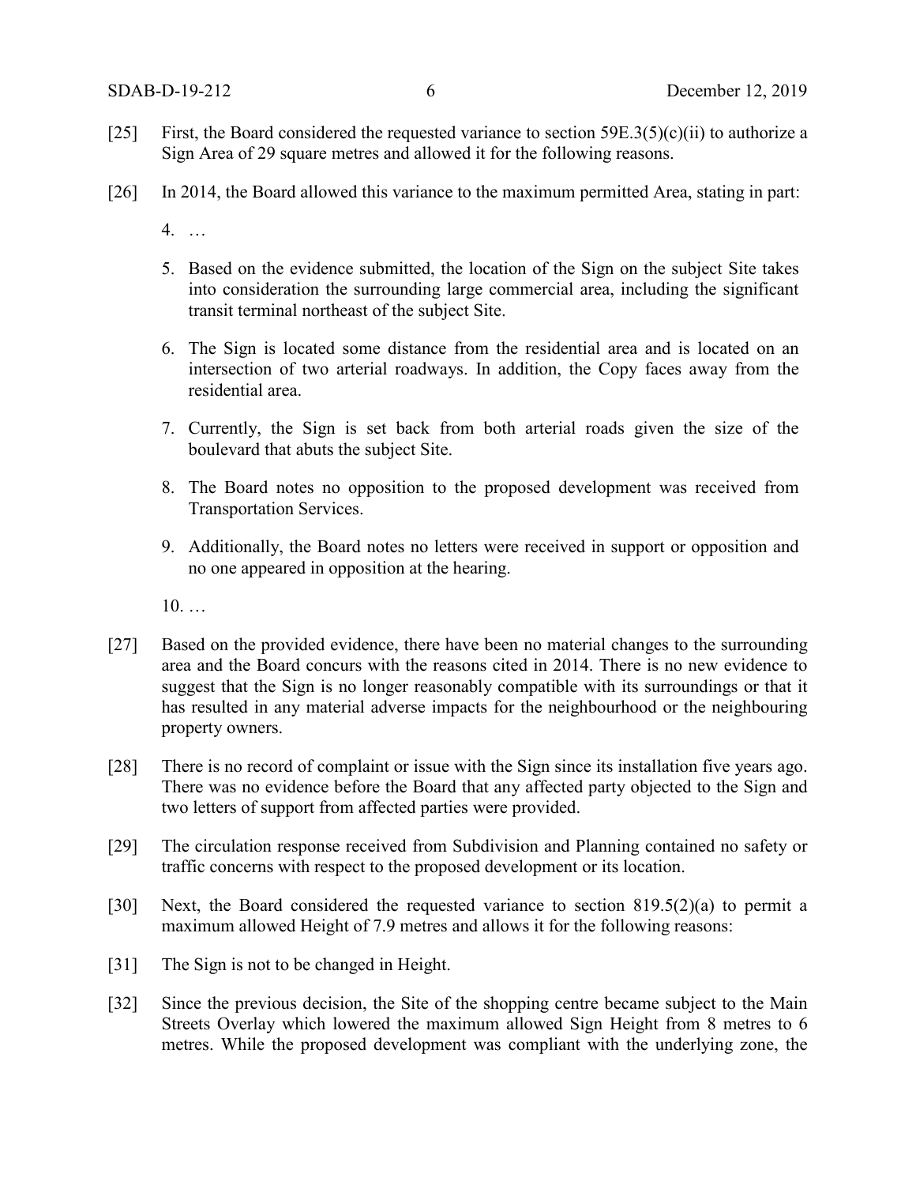[25] First, the Board considered the requested variance to section 59E.3(5)(c)(ii) to authorize a Sign Area of 29 square metres and allowed it for the following reasons.

[26] In 2014, the Board allowed this variance to the maximum permitted Area, stating in part:

> 4. …
>
> 5. Based on the evidence submitted, the location of the Sign on the subject Site takes into consideration the surrounding large commercial area, including the significant transit terminal northeast of the subject Site.
>
> 6. The Sign is located some distance from the residential area and is located on an intersection of two arterial roadways. In addition, the Copy faces away from the residential area.
>
> 7. Currently, the Sign is set back from both arterial roads given the size of the boulevard that abuts the subject Site.
>
> 8. The Board notes no opposition to the proposed development was received from Transportation Services.
>
> 9. Additionally, the Board notes no letters were received in support or opposition and no one appeared in opposition at the hearing.
>
> 10. …

[27] Based on the provided evidence, there have been no material changes to the surrounding area and the Board concurs with the reasons cited in 2014. There is no new evidence to suggest that the Sign is no longer reasonably compatible with its surroundings or that it has resulted in any material adverse impacts for the neighbourhood or the neighbouring property owners.

[28] There is no record of complaint or issue with the Sign since its installation five years ago. There was no evidence before the Board that any affected party objected to the Sign and two letters of support from affected parties were provided.

[29] The circulation response received from Subdivision and Planning contained no safety or traffic concerns with respect to the proposed development or its location.

[30] Next, the Board considered the requested variance to section 819.5(2)(a) to permit a maximum allowed Height of 7.9 metres and allows it for the following reasons:

[31] The Sign is not to be changed in Height.

[32] Since the previous decision, the Site of the shopping centre became subject to the Main Streets Overlay which lowered the maximum allowed Sign Height from 8 metres to 6 metres. While the proposed development was compliant with the underlying zone, the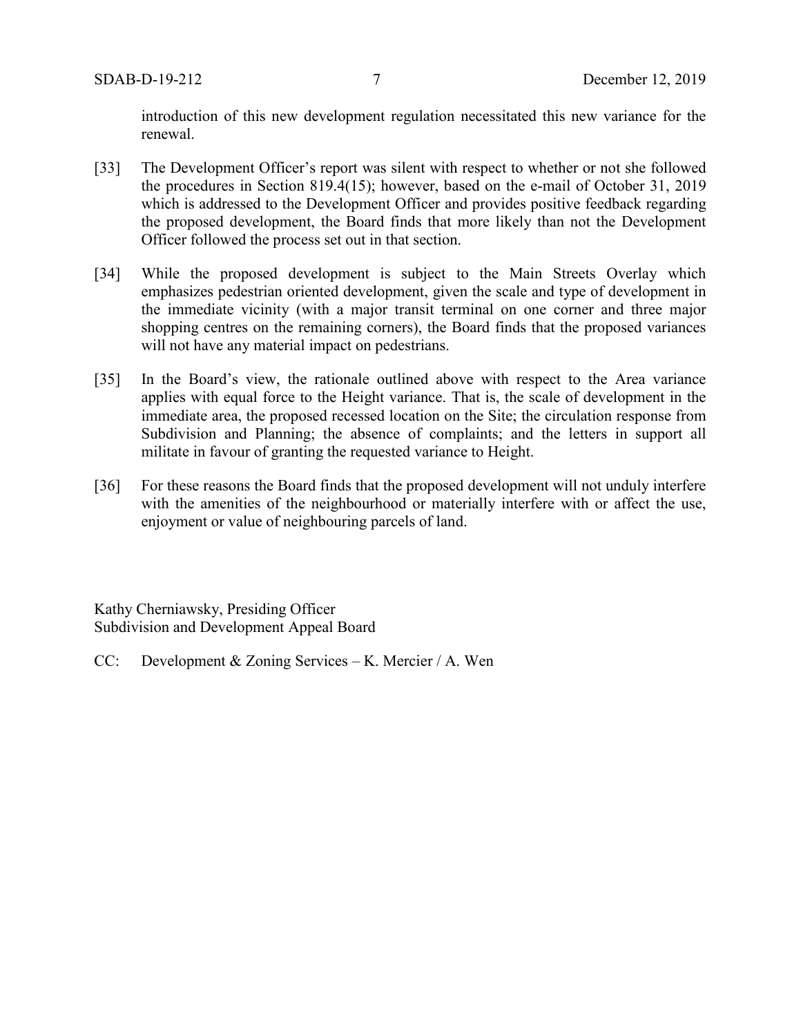introduction of this new development regulation necessitated this new variance for the renewal.

[33] The Development Officer's report was silent with respect to whether or not she followed the procedures in Section 819.4(15); however, based on the e-mail of October 31, 2019 which is addressed to the Development Officer and provides positive feedback regarding the proposed development, the Board finds that more likely than not the Development Officer followed the process set out in that section.

[34] While the proposed development is subject to the Main Streets Overlay which emphasizes pedestrian oriented development, given the scale and type of development in the immediate vicinity (with a major transit terminal on one corner and three major shopping centres on the remaining corners), the Board finds that the proposed variances will not have any material impact on pedestrians.

[35] In the Board's view, the rationale outlined above with respect to the Area variance applies with equal force to the Height variance. That is, the scale of development in the immediate area, the proposed recessed location on the Site; the circulation response from Subdivision and Planning; the absence of complaints; and the letters in support all militate in favour of granting the requested variance to Height.

[36] For these reasons the Board finds that the proposed development will not unduly interfere with the amenities of the neighbourhood or materially interfere with or affect the use, enjoyment or value of neighbouring parcels of land.

Kathy Cherniawsky, Presiding Officer
Subdivision and Development Appeal Board

CC: Development & Zoning Services – K. Mercier / A. Wen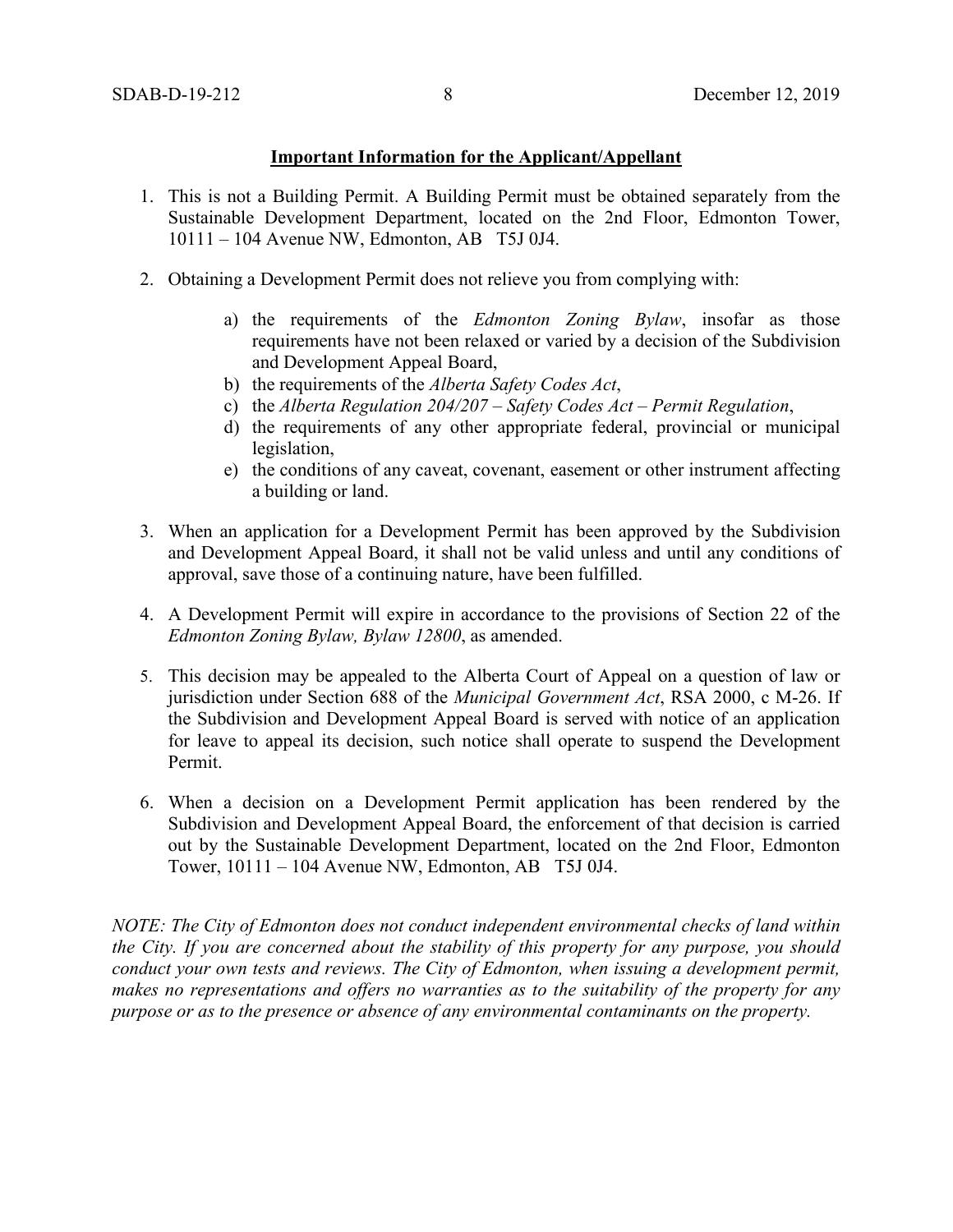**Important Information for the Applicant/Appellant**

1. This is not a Building Permit. A Building Permit must be obtained separately from the Sustainable Development Department, located on the 2nd Floor, Edmonton Tower, 10111 – 104 Avenue NW, Edmonton, AB T5J 0J4.

2. Obtaining a Development Permit does not relieve you from complying with:

    a) the requirements of the *Edmonton Zoning Bylaw*, insofar as those requirements have not been relaxed or varied by a decision of the Subdivision and Development Appeal Board,
    b) the requirements of the *Alberta Safety Codes Act*,
    c) the *Alberta Regulation 204/207 – Safety Codes Act – Permit Regulation*,
    d) the requirements of any other appropriate federal, provincial or municipal legislation,
    e) the conditions of any caveat, covenant, easement or other instrument affecting a building or land.

3. When an application for a Development Permit has been approved by the Subdivision and Development Appeal Board, it shall not be valid unless and until any conditions of approval, save those of a continuing nature, have been fulfilled.

4. A Development Permit will expire in accordance to the provisions of Section 22 of the *Edmonton Zoning Bylaw, Bylaw 12800*, as amended.

5. This decision may be appealed to the Alberta Court of Appeal on a question of law or jurisdiction under Section 688 of the *Municipal Government Act*, RSA 2000, c M-26. If the Subdivision and Development Appeal Board is served with notice of an application for leave to appeal its decision, such notice shall operate to suspend the Development Permit.

6. When a decision on a Development Permit application has been rendered by the Subdivision and Development Appeal Board, the enforcement of that decision is carried out by the Sustainable Development Department, located on the 2nd Floor, Edmonton Tower, 10111 – 104 Avenue NW, Edmonton, AB T5J 0J4.

*NOTE: The City of Edmonton does not conduct independent environmental checks of land within the City. If you are concerned about the stability of this property for any purpose, you should conduct your own tests and reviews. The City of Edmonton, when issuing a development permit, makes no representations and offers no warranties as to the suitability of the property for any purpose or as to the presence or absence of any environmental contaminants on the property.*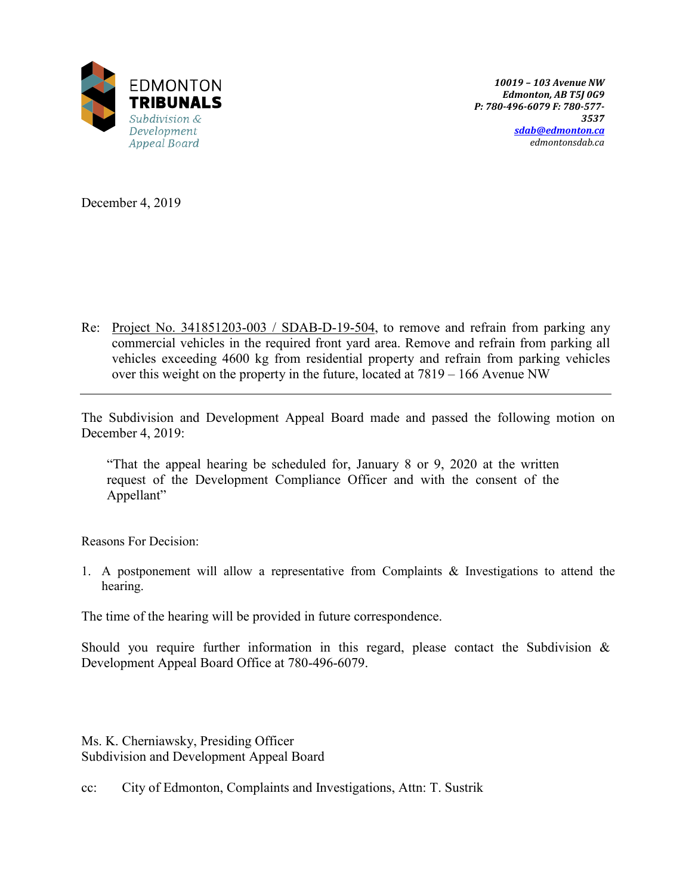EDMONTON
**TRIBUNALS**
*Subdivision & Development Appeal Board*

***10019 – 103 Avenue NW***
***Edmonton, AB T5J 0G9***
***P: 780-496-6079 F: 780-577-3537***
***sdab@edmonton.ca***
*edmontonsdab.ca*

December 4, 2019

Re: Project No. 341851203-003 / SDAB-D-19-504, to remove and refrain from parking any commercial vehicles in the required front yard area. Remove and refrain from parking all vehicles exceeding 4600 kg from residential property and refrain from parking vehicles over this weight on the property in the future, located at 7819 – 166 Avenue NW

---

The Subdivision and Development Appeal Board made and passed the following motion on December 4, 2019:

> "That the appeal hearing be scheduled for, January 8 or 9, 2020 at the written request of the Development Compliance Officer and with the consent of the Appellant"

Reasons For Decision:

1. A postponement will allow a representative from Complaints & Investigations to attend the hearing.

The time of the hearing will be provided in future correspondence.

Should you require further information in this regard, please contact the Subdivision & Development Appeal Board Office at 780-496-6079.

Ms. K. Cherniawsky, Presiding Officer
Subdivision and Development Appeal Board

cc: City of Edmonton, Complaints and Investigations, Attn: T. Sustrik